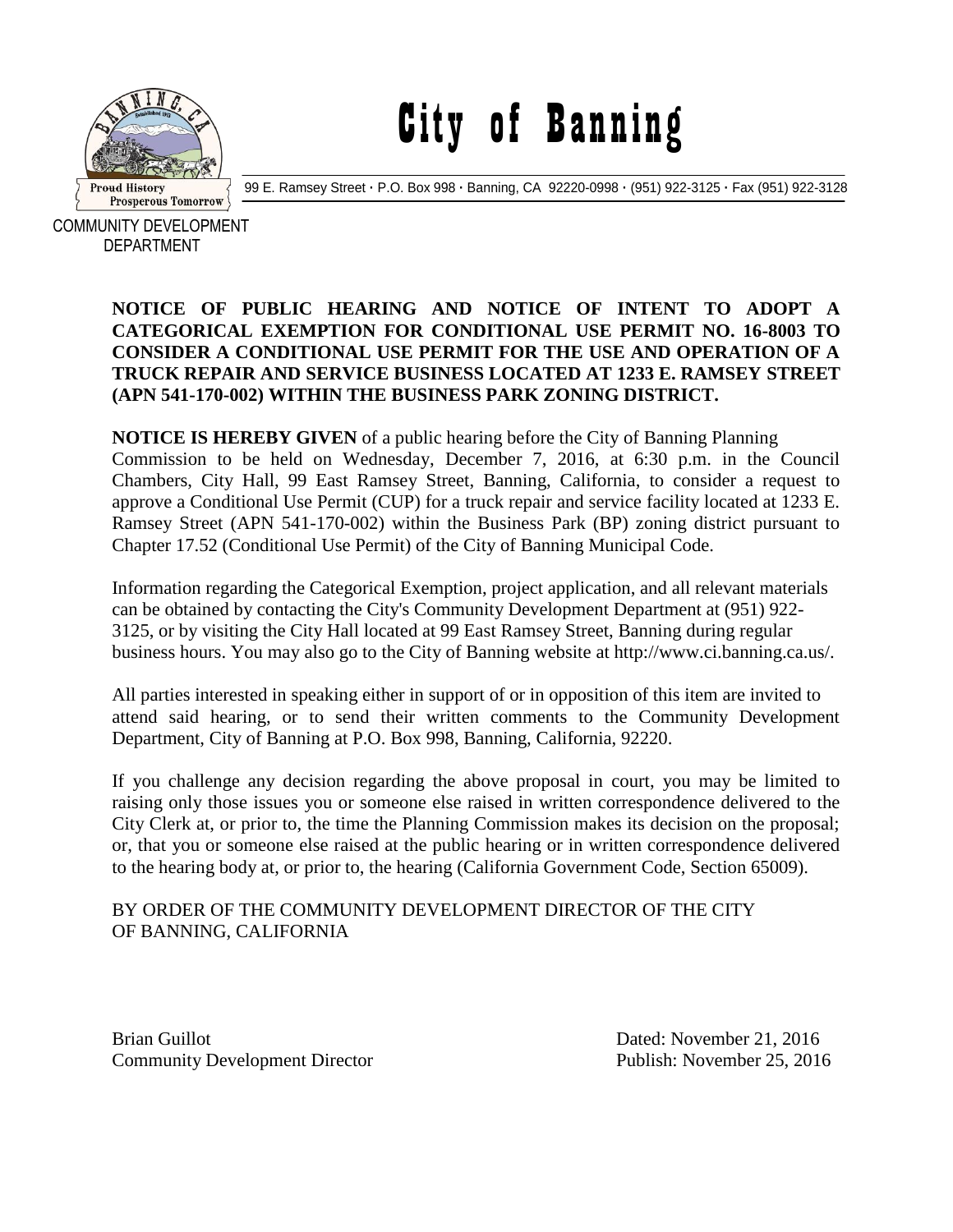# City of Banning

99 E. Ramsey Street · P.O. Box 998 · Banning, CA 92220-0998 · (951) 922-3125 · Fax (951) 922-3128

COMMUNITY DEVELOPMENT DEPARTMENT

**NOTICE OF PUBLIC HEARING AND NOTICE OF INTENT TO ADOPT A CATEGORICAL EXEMPTION FOR CONDITIONAL USE PERMIT NO. 16-8003 TO CONSIDER A CONDITIONAL USE PERMIT FOR THE USE AND OPERATION OF A TRUCK REPAIR AND SERVICE BUSINESS LOCATED AT 1233 E. RAMSEY STREET (APN 541-170-002) WITHIN THE BUSINESS PARK ZONING DISTRICT.**

**NOTICE IS HEREBY GIVEN** of a public hearing before the City of Banning Planning Commission to be held on Wednesday, December 7, 2016, at 6:30 p.m. in the Council Chambers, City Hall, 99 East Ramsey Street, Banning, California, to consider a request to approve a Conditional Use Permit (CUP) for a truck repair and service facility located at 1233 E. Ramsey Street (APN 541-170-002) within the Business Park (BP) zoning district pursuant to Chapter 17.52 (Conditional Use Permit) of the City of Banning Municipal Code.

Information regarding the Categorical Exemption, project application, and all relevant materials can be obtained by contacting the City's Community Development Department at (951) 922-3125, or by visiting the City Hall located at 99 East Ramsey Street, Banning during regular business hours. You may also go to the City of Banning website at http://www.ci.banning.ca.us/.

All parties interested in speaking either in support of or in opposition of this item are invited to attend said hearing, or to send their written comments to the Community Development Department, City of Banning at P.O. Box 998, Banning, California, 92220.

If you challenge any decision regarding the above proposal in court, you may be limited to raising only those issues you or someone else raised in written correspondence delivered to the City Clerk at, or prior to, the time the Planning Commission makes its decision on the proposal; or, that you or someone else raised at the public hearing or in written correspondence delivered to the hearing body at, or prior to, the hearing (California Government Code, Section 65009).

BY ORDER OF THE COMMUNITY DEVELOPMENT DIRECTOR OF THE CITY OF BANNING, CALIFORNIA

Brian Guillot
Community Development Director

Dated: November 21, 2016
Publish: November 25, 2016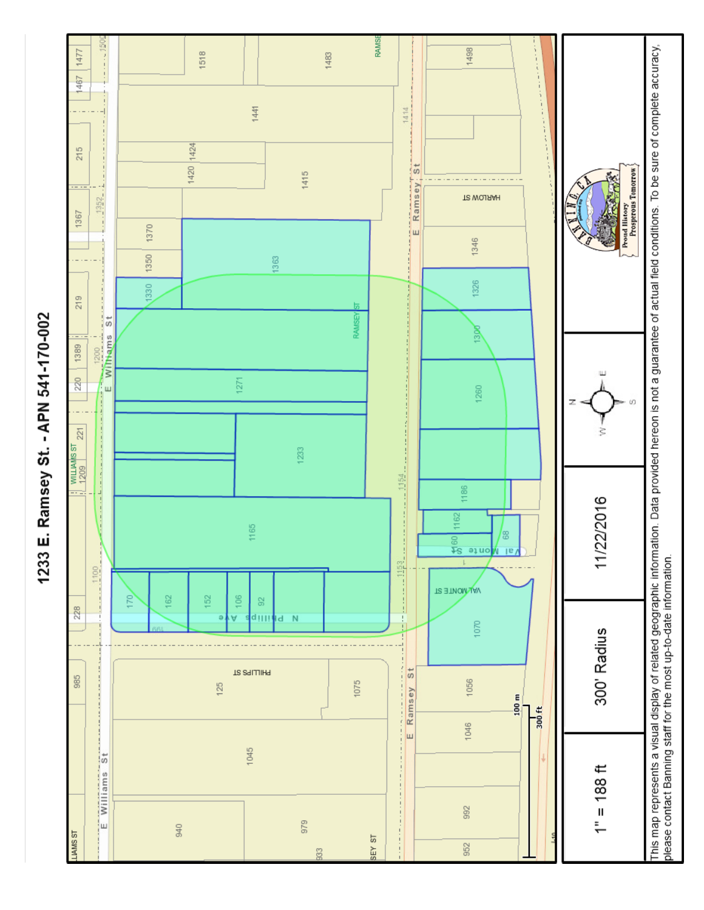# 1233 E. Ramsey St. - APN 541-170-002

| | | | |
|---|---|---|---|
| 1" = 188 ft | 300' Radius | 11/22/2016 | |

This map represents a visual display of related geographic information. Data provided hereon is not a guarantee of actual field conditions. To be sure of complete accuracy, please contact Banning staff for the most up-to-date information.